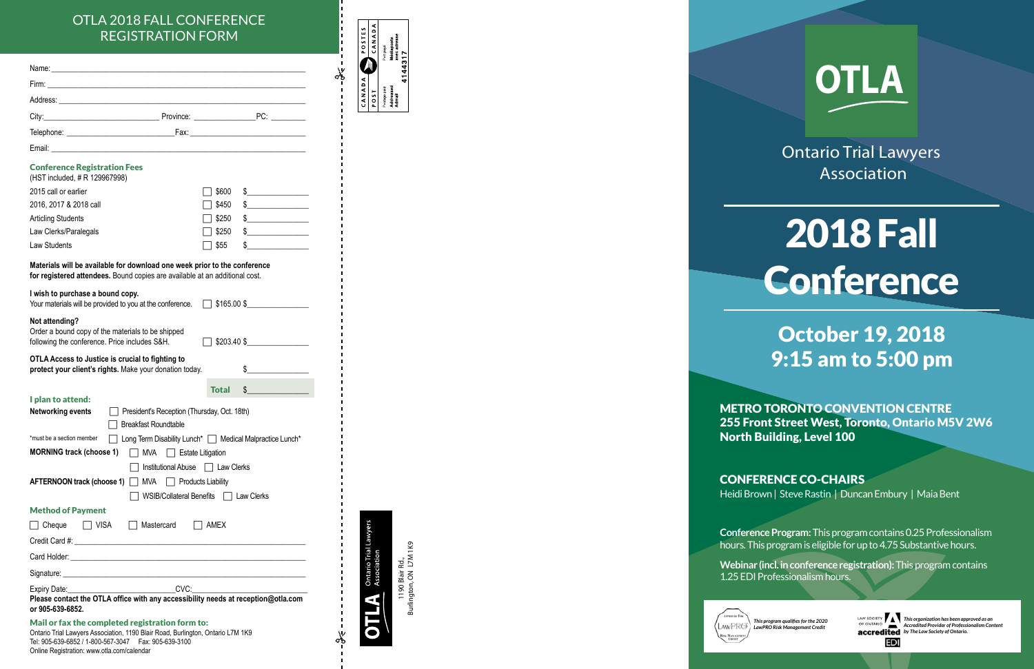# OTLA 2018 FALL CONFERENCE REGISTRATION FORM

Name: ____________________

Firm: ____________________

Address: ____________________

City: ____________ Province: ____________ PC: ________

Telephone: ____________ Fax: ____________

Email: ____________________

### Conference Registration Fees

(HST included, # R 129967998)

| | | |
|---|---|---|
| 2015 call or earlier | ☐ $600 | $________ |
| 2016, 2017 & 2018 call | ☐ $450 | $________ |
| Articling Students | ☐ $250 | $________ |
| Law Clerks/Paralegals | ☐ $250 | $________ |
| Law Students | ☐ $55 | $________ |

**Materials will be available for download one week prior to the conference for registered attendees.** Bound copies are available at an additional cost.

**I wish to purchase a bound copy.**
Your materials will be provided to you at the conference. ☐ $165.00 $________

**Not attending?**
Order a bound copy of the materials to be shipped following the conference. Price includes S&H. ☐ $203.40 $________

**OTLA Access to Justice is crucial to fighting to protect your client's rights.** Make your donation today. $________

**Total** $________

### I plan to attend:

**Networking events** ☐ President's Reception (Thursday, Oct. 18th) ☐ Breakfast Roundtable

*must be a section member ☐ Long Term Disability Lunch* ☐ Medical Malpractice Lunch*

**MORNING track (choose 1)** ☐ MVA ☐ Estate Litigation ☐ Institutional Abuse ☐ Law Clerks

**AFTERNOON track (choose 1)** ☐ MVA ☐ Products Liability ☐ WSIB/Collateral Benefits ☐ Law Clerks

### Method of Payment

☐ Cheque ☐ VISA ☐ Mastercard ☐ AMEX

Credit Card #: ____________________

Card Holder: ____________________

Signature: ____________________

Expiry Date: ____________ CVC: ____________

**Please contact the OTLA office with any accessibility needs at reception@otla.com or 905-639-6852.**

### Mail or fax the completed registration form to:

Ontario Trial Lawyers Association, 1190 Blair Road, Burlington, Ontario L7M 1K9
Tel: 905-639-6852 / 1-800-567-3047 Fax: 905-639-3100
Online Registration: www.otla.com/calendar

---

CANADA POST POSTES CANADA
Postage paid Port payé
Addressed Admail Médiaposte avec adresse
4144317

OTLA Ontario Trial Lawyers Association
1190 Blair Rd.,
Burlington, ON L7M 1K9

---

# OTLA

Ontario Trial Lawyers Association

# 2018 Fall Conference

## October 19, 2018
## 9:15 am to 5:00 pm

**METRO TORONTO CONVENTION CENTRE**
**255 Front Street West, Toronto, Ontario M5V 2W6**
**North Building, Level 100**

**CONFERENCE CO-CHAIRS**
Heidi Brown | Steve Rastin | Duncan Embury | Maia Bent

**Conference Program:** This program contains 0.25 Professionalism hours. This program is eligible for up to 4.75 Substantive hours.

**Webinar (incl. in conference registration):** This program contains 1.25 EDI Professionalism hours.

*This program qualifies for the 2020 LawPRO Risk Management Credit*

*This organization has been approved as an Accredited Provider of Professionalism Content by The Law Society of Ontario.*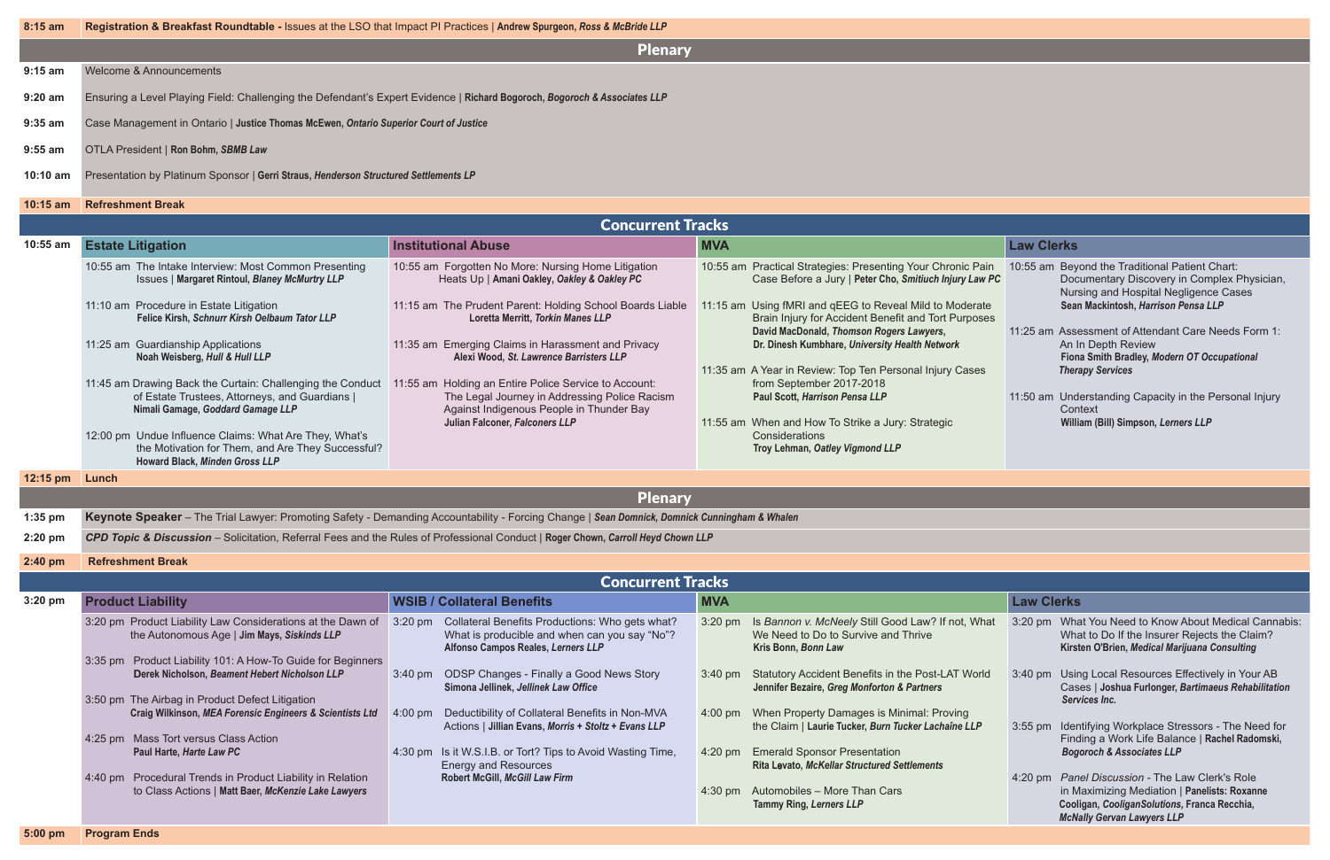**8:15 am** — **Registration & Breakfast Roundtable -** Issues at the LSO that Impact PI Practices | **Andrew Spurgeon, *Ross & McBride LLP***

## Plenary

**9:15 am** — Welcome & Announcements

**9:20 am** — Ensuring a Level Playing Field: Challenging the Defendant's Expert Evidence | **Richard Bogoroch, *Bogoroch & Associates LLP***

**9:35 am** — Case Management in Ontario | **Justice Thomas McEwen, *Ontario Superior Court of Justice***

**9:55 am** — OTLA President | **Ron Bohm, *SBMB Law***

**10:10 am** — Presentation by Platinum Sponsor | **Gerri Straus, *Henderson Structured Settlements LP***

**10:15 am** — **Refreshment Break**

## Concurrent Tracks

**10:55 am**

### Estate Litigation

- 10:55 am The Intake Interview: Most Common Presenting Issues | **Margaret Rintoul, *Blaney McMurtry LLP***
- 11:10 am Procedure in Estate Litigation — **Felice Kirsh, *Schnurr Kirsh Oelbaum Tator LLP***
- 11:25 am Guardianship Applications — **Noah Weisberg, *Hull & Hull LLP***
- 11:45 am Drawing Back the Curtain: Challenging the Conduct of Estate Trustees, Attorneys, and Guardians | **Nimali Gamage, *Goddard Gamage LLP***
- 12:00 pm Undue Influence Claims: What Are They, What's the Motivation for Them, and Are They Successful? — **Howard Black, *Minden Gross LLP***

### Institutional Abuse

- 10:55 am Forgotten No More: Nursing Home Litigation Heats Up | **Amani Oakley, *Oakley & Oakley PC***
- 11:15 am The Prudent Parent: Holding School Boards Liable — **Loretta Merritt, *Torkin Manes LLP***
- 11:35 am Emerging Claims in Harassment and Privacy — **Alexi Wood, *St. Lawrence Barristers LLP***
- 11:55 am Holding an Entire Police Service to Account: The Legal Journey in Addressing Police Racism Against Indigenous People in Thunder Bay — **Julian Falconer, *Falconers LLP***

### MVA

- 10:55 am Practical Strategies: Presenting Your Chronic Pain Case Before a Jury | **Peter Cho, *Smitiuch Injury Law PC***
- 11:15 am Using fMRI and qEEG to Reveal Mild to Moderate Brain Injury for Accident Benefit and Tort Purposes — **David MacDonald, *Thomson Rogers Lawyers*, Dr. Dinesh Kumbhare, *University Health Network***
- 11:35 am A Year in Review: Top Ten Personal Injury Cases from September 2017-2018 — **Paul Scott, *Harrison Pensa LLP***
- 11:55 am When and How To Strike a Jury: Strategic Considerations — **Troy Lehman, *Oatley Vigmond LLP***

### Law Clerks

- 10:55 am Beyond the Traditional Patient Chart: Documentary Discovery in Complex Physician, Nursing and Hospital Negligence Cases — **Sean Mackintosh, *Harrison Pensa LLP***
- 11:25 am Assessment of Attendant Care Needs Form 1: An In Depth Review — **Fiona Smith Bradley, *Modern OT Occupational Therapy Services***
- 11:50 am Understanding Capacity in the Personal Injury Context — **William (Bill) Simpson, *Lerners LLP***

**12:15 pm** — **Lunch**

## Plenary

**1:35 pm** — **Keynote Speaker** – The Trial Lawyer: Promoting Safety - Demanding Accountability - Forcing Change | ***Sean Domnick, Domnick Cunningham & Whalen***

**2:20 pm** — ***CPD Topic & Discussion*** – Solicitation, Referral Fees and the Rules of Professional Conduct | **Roger Chown, *Carroll Heyd Chown LLP***

**2:40 pm** — **Refreshment Break**

## Concurrent Tracks

**3:20 pm**

### Product Liability

- 3:20 pm Product Liability Law Considerations at the Dawn of the Autonomous Age | **Jim Mays, *Siskinds LLP***
- 3:35 pm Product Liability 101: A How-To Guide for Beginners — **Derek Nicholson, *Beament Hebert Nicholson LLP***
- 3:50 pm The Airbag in Product Defect Litigation — **Craig Wilkinson, *MEA Forensic Engineers & Scientists Ltd***
- 4:25 pm Mass Tort versus Class Action — **Paul Harte, *Harte Law PC***
- 4:40 pm Procedural Trends in Product Liability in Relation to Class Actions | **Matt Baer, *McKenzie Lake Lawyers***

### WSIB / Collateral Benefits

- 3:20 pm Collateral Benefits Productions: Who gets what? What is producible and when can you say "No"? — **Alfonso Campos Reales, *Lerners LLP***
- 3:40 pm ODSP Changes - Finally a Good News Story — **Simona Jellinek, *Jellinek Law Office***
- 4:00 pm Deductibility of Collateral Benefits in Non-MVA Actions | **Jillian Evans, *Morris + Stoltz + Evans LLP***
- 4:30 pm Is it W.S.I.B. or Tort? Tips to Avoid Wasting Time, Energy and Resources — **Robert McGill, *McGill Law Firm***

### MVA

- 3:20 pm Is *Bannon v. McNeely* Still Good Law? If not, What We Need to Do to Survive and Thrive — **Kris Bonn, *Bonn Law***
- 3:40 pm Statutory Accident Benefits in the Post-LAT World — **Jennifer Bezaire, *Greg Monforton & Partners***
- 4:00 pm When Property Damages is Minimal: Proving the Claim | **Laurie Tucker, *Burn Tucker Lachaine LLP***
- 4:20 pm Emerald Sponsor Presentation — **Rita Levato, *McKellar Structured Settlements***
- 4:30 pm Automobiles – More Than Cars — **Tammy Ring, *Lerners LLP***

### Law Clerks

- 3:20 pm What You Need to Know About Medical Cannabis: What to Do If the Insurer Rejects the Claim? — **Kirsten O'Brien, *Medical Marijuana Consulting***
- 3:40 pm Using Local Resources Effectively in Your AB Cases | **Joshua Furlonger, *Bartimaeus Rehabilitation Services Inc.***
- 3:55 pm Identifying Workplace Stressors - The Need for Finding a Work Life Balance | **Rachel Radomski, *Bogoroch & Associates LLP***
- 4:20 pm *Panel Discussion* - The Law Clerk's Role in Maximizing Mediation | **Panelists: Roxanne Cooligan, *CooliganSolutions*, Franca Recchia, *McNally Gervan Lawyers LLP***

**5:00 pm** — **Program Ends**